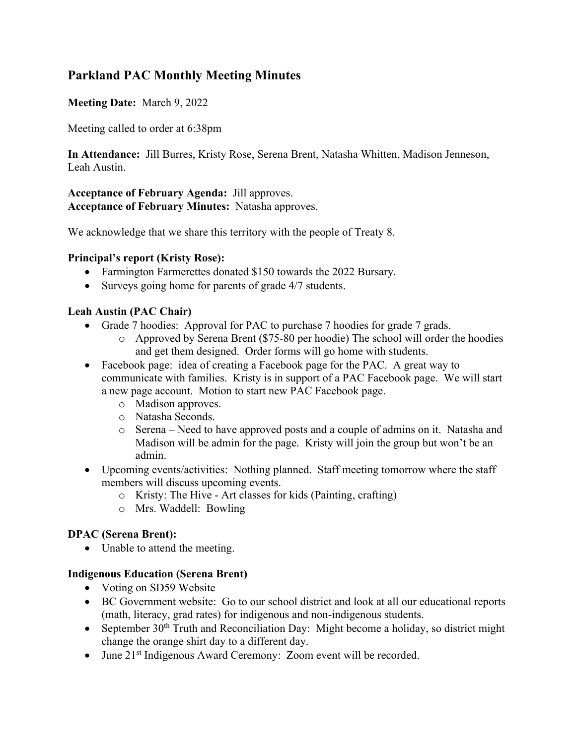# Parkland PAC Monthly Meeting Minutes

**Meeting Date:** March 9, 2022

Meeting called to order at 6:38pm

**In Attendance:** Jill Burres, Kristy Rose, Serena Brent, Natasha Whitten, Madison Jenneson, Leah Austin.

**Acceptance of February Agenda:** Jill approves.
**Acceptance of February Minutes:** Natasha approves.

We acknowledge that we share this territory with the people of Treaty 8.

**Principal's report (Kristy Rose):**

- Farmington Farmerettes donated $150 towards the 2022 Bursary.
- Surveys going home for parents of grade 4/7 students.

**Leah Austin (PAC Chair)**

- Grade 7 hoodies: Approval for PAC to purchase 7 hoodies for grade 7 grads.
  - Approved by Serena Brent ($75-80 per hoodie) The school will order the hoodies and get them designed. Order forms will go home with students.
- Facebook page: idea of creating a Facebook page for the PAC. A great way to communicate with families. Kristy is in support of a PAC Facebook page. We will start a new page account. Motion to start new PAC Facebook page.
  - Madison approves.
  - Natasha Seconds.
  - Serena – Need to have approved posts and a couple of admins on it. Natasha and Madison will be admin for the page. Kristy will join the group but won't be an admin.
- Upcoming events/activities: Nothing planned. Staff meeting tomorrow where the staff members will discuss upcoming events.
  - Kristy: The Hive - Art classes for kids (Painting, crafting)
  - Mrs. Waddell: Bowling

**DPAC (Serena Brent):**

- Unable to attend the meeting.

**Indigenous Education (Serena Brent)**

- Voting on SD59 Website
- BC Government website: Go to our school district and look at all our educational reports (math, literacy, grad rates) for indigenous and non-indigenous students.
- September 30th Truth and Reconciliation Day: Might become a holiday, so district might change the orange shirt day to a different day.
- June 21st Indigenous Award Ceremony: Zoom event will be recorded.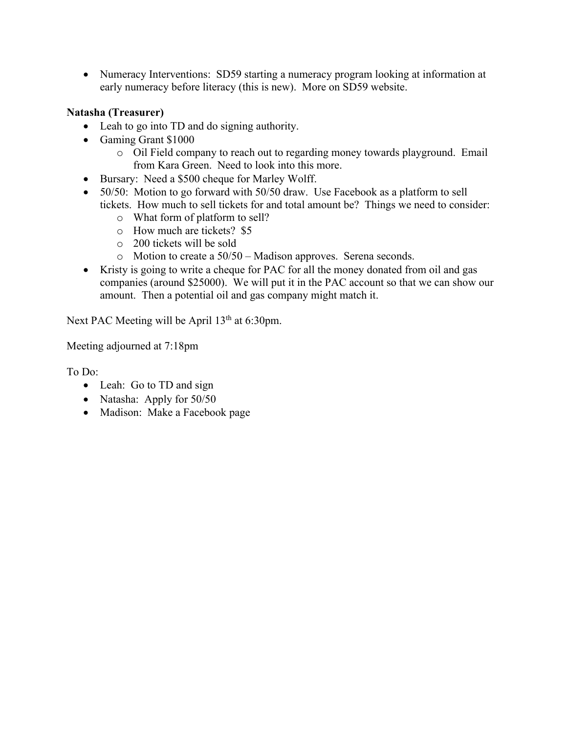- Numeracy Interventions: SD59 starting a numeracy program looking at information at early numeracy before literacy (this is new). More on SD59 website.

**Natasha (Treasurer)**

- Leah to go into TD and do signing authority.
- Gaming Grant $1000
  - Oil Field company to reach out to regarding money towards playground. Email from Kara Green. Need to look into this more.
- Bursary: Need a $500 cheque for Marley Wolff.
- 50/50: Motion to go forward with 50/50 draw. Use Facebook as a platform to sell tickets. How much to sell tickets for and total amount be? Things we need to consider:
  - What form of platform to sell?
  - How much are tickets? $5
  - 200 tickets will be sold
  - Motion to create a 50/50 – Madison approves. Serena seconds.
- Kristy is going to write a cheque for PAC for all the money donated from oil and gas companies (around $25000). We will put it in the PAC account so that we can show our amount. Then a potential oil and gas company might match it.

Next PAC Meeting will be April 13th at 6:30pm.

Meeting adjourned at 7:18pm

To Do:

- Leah: Go to TD and sign
- Natasha: Apply for 50/50
- Madison: Make a Facebook page